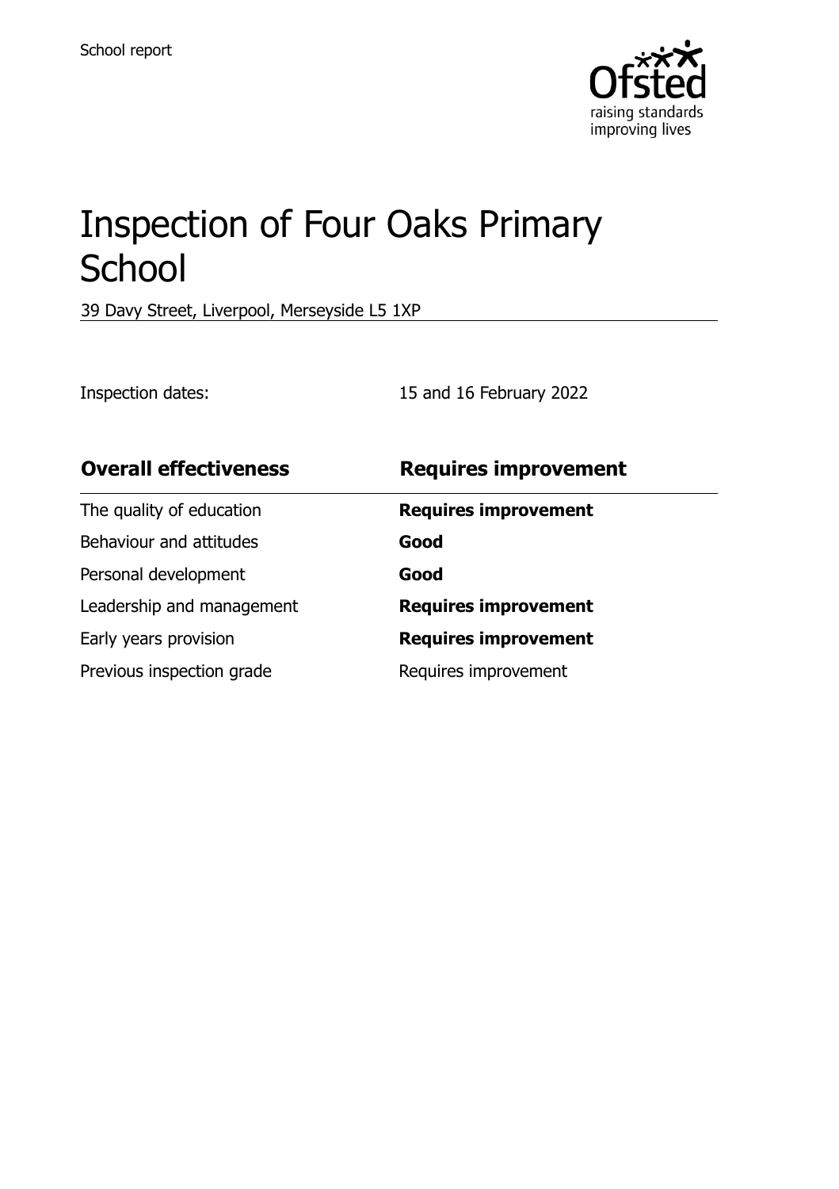School report

# Inspection of Four Oaks Primary School

39 Davy Street, Liverpool, Merseyside L5 1XP

Inspection dates: 15 and 16 February 2022

| **Overall effectiveness** | **Requires improvement** |
| --- | --- |
| The quality of education | **Requires improvement** |
| Behaviour and attitudes | **Good** |
| Personal development | **Good** |
| Leadership and management | **Requires improvement** |
| Early years provision | **Requires improvement** |
| Previous inspection grade | Requires improvement |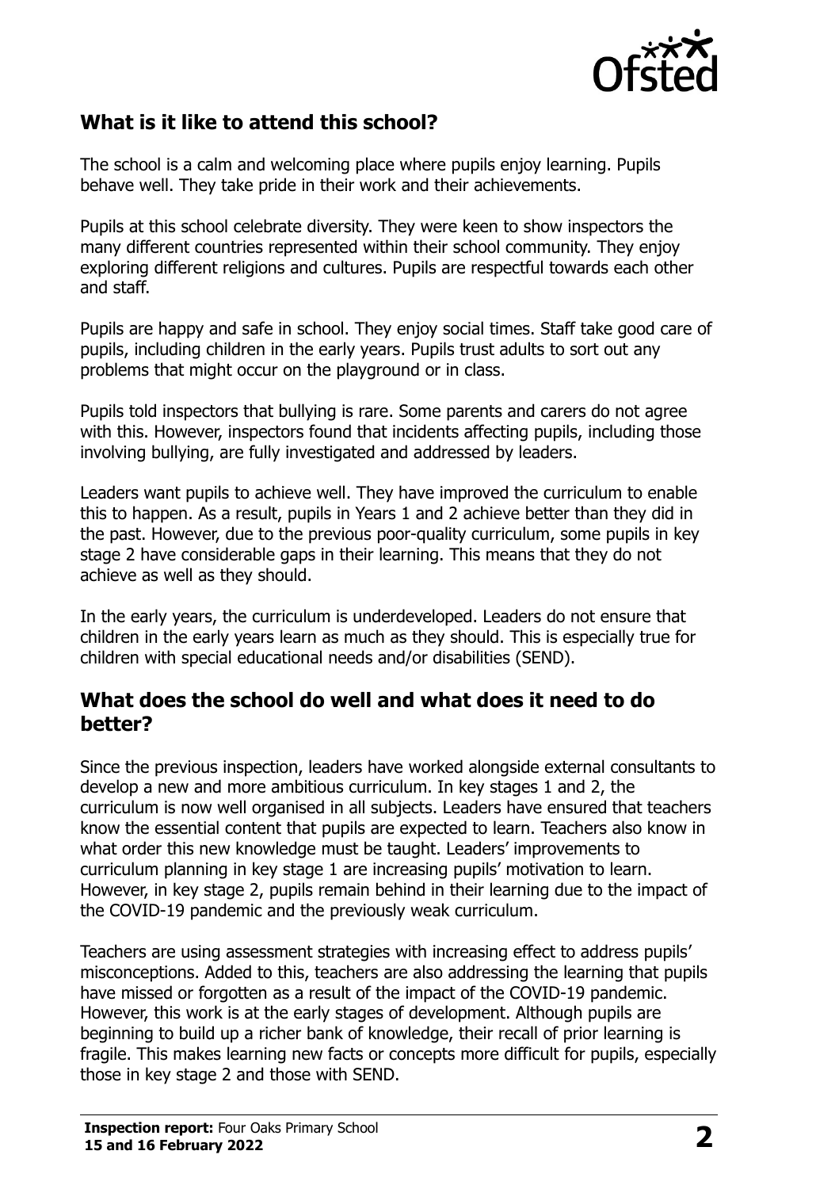## What is it like to attend this school?

The school is a calm and welcoming place where pupils enjoy learning. Pupils behave well. They take pride in their work and their achievements.

Pupils at this school celebrate diversity. They were keen to show inspectors the many different countries represented within their school community. They enjoy exploring different religions and cultures. Pupils are respectful towards each other and staff.

Pupils are happy and safe in school. They enjoy social times. Staff take good care of pupils, including children in the early years. Pupils trust adults to sort out any problems that might occur on the playground or in class.

Pupils told inspectors that bullying is rare. Some parents and carers do not agree with this. However, inspectors found that incidents affecting pupils, including those involving bullying, are fully investigated and addressed by leaders.

Leaders want pupils to achieve well. They have improved the curriculum to enable this to happen. As a result, pupils in Years 1 and 2 achieve better than they did in the past. However, due to the previous poor-quality curriculum, some pupils in key stage 2 have considerable gaps in their learning. This means that they do not achieve as well as they should.

In the early years, the curriculum is underdeveloped. Leaders do not ensure that children in the early years learn as much as they should. This is especially true for children with special educational needs and/or disabilities (SEND).

## What does the school do well and what does it need to do better?

Since the previous inspection, leaders have worked alongside external consultants to develop a new and more ambitious curriculum. In key stages 1 and 2, the curriculum is now well organised in all subjects. Leaders have ensured that teachers know the essential content that pupils are expected to learn. Teachers also know in what order this new knowledge must be taught. Leaders' improvements to curriculum planning in key stage 1 are increasing pupils' motivation to learn. However, in key stage 2, pupils remain behind in their learning due to the impact of the COVID-19 pandemic and the previously weak curriculum.

Teachers are using assessment strategies with increasing effect to address pupils' misconceptions. Added to this, teachers are also addressing the learning that pupils have missed or forgotten as a result of the impact of the COVID-19 pandemic. However, this work is at the early stages of development. Although pupils are beginning to build up a richer bank of knowledge, their recall of prior learning is fragile. This makes learning new facts or concepts more difficult for pupils, especially those in key stage 2 and those with SEND.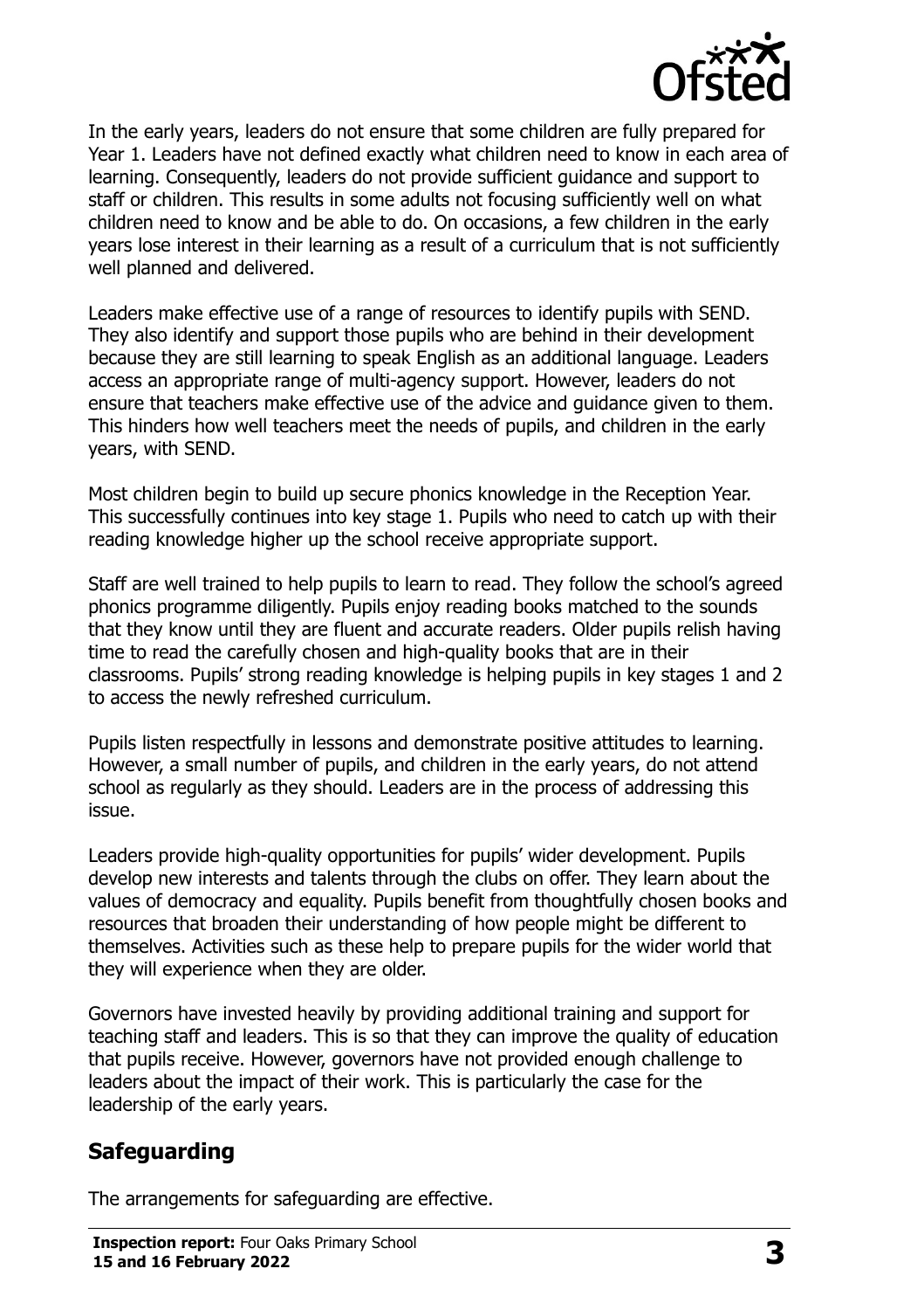In the early years, leaders do not ensure that some children are fully prepared for Year 1. Leaders have not defined exactly what children need to know in each area of learning. Consequently, leaders do not provide sufficient guidance and support to staff or children. This results in some adults not focusing sufficiently well on what children need to know and be able to do. On occasions, a few children in the early years lose interest in their learning as a result of a curriculum that is not sufficiently well planned and delivered.

Leaders make effective use of a range of resources to identify pupils with SEND. They also identify and support those pupils who are behind in their development because they are still learning to speak English as an additional language. Leaders access an appropriate range of multi-agency support. However, leaders do not ensure that teachers make effective use of the advice and guidance given to them. This hinders how well teachers meet the needs of pupils, and children in the early years, with SEND.

Most children begin to build up secure phonics knowledge in the Reception Year. This successfully continues into key stage 1. Pupils who need to catch up with their reading knowledge higher up the school receive appropriate support.

Staff are well trained to help pupils to learn to read. They follow the school's agreed phonics programme diligently. Pupils enjoy reading books matched to the sounds that they know until they are fluent and accurate readers. Older pupils relish having time to read the carefully chosen and high-quality books that are in their classrooms. Pupils' strong reading knowledge is helping pupils in key stages 1 and 2 to access the newly refreshed curriculum.

Pupils listen respectfully in lessons and demonstrate positive attitudes to learning. However, a small number of pupils, and children in the early years, do not attend school as regularly as they should. Leaders are in the process of addressing this issue.

Leaders provide high-quality opportunities for pupils' wider development. Pupils develop new interests and talents through the clubs on offer. They learn about the values of democracy and equality. Pupils benefit from thoughtfully chosen books and resources that broaden their understanding of how people might be different to themselves. Activities such as these help to prepare pupils for the wider world that they will experience when they are older.

Governors have invested heavily by providing additional training and support for teaching staff and leaders. This is so that they can improve the quality of education that pupils receive. However, governors have not provided enough challenge to leaders about the impact of their work. This is particularly the case for the leadership of the early years.

## Safeguarding

The arrangements for safeguarding are effective.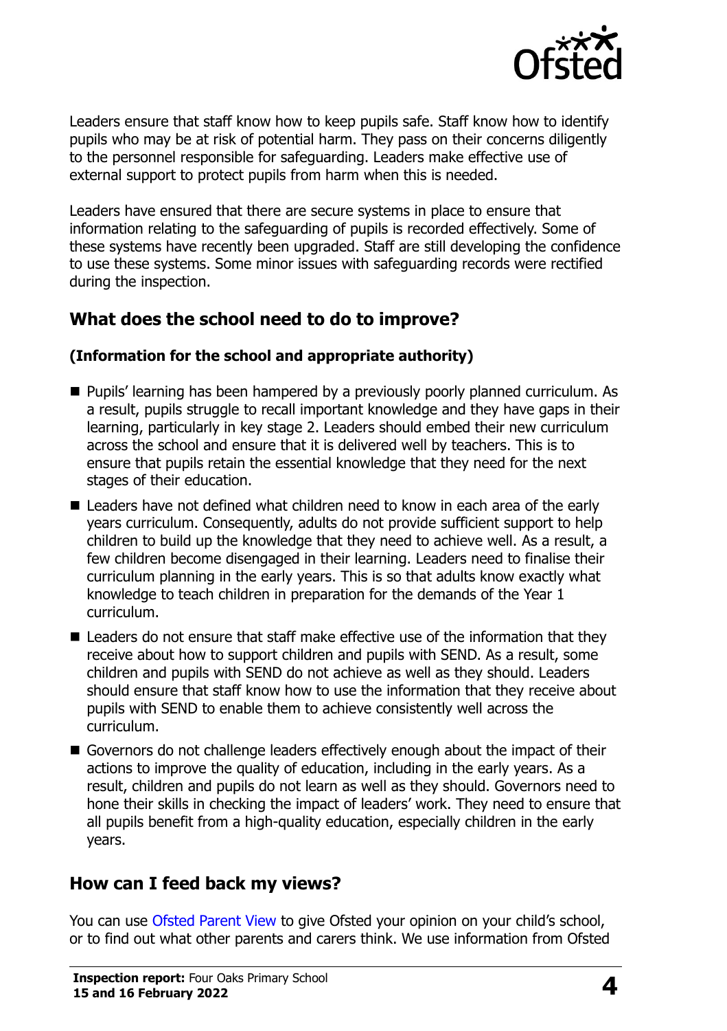Leaders ensure that staff know how to keep pupils safe. Staff know how to identify pupils who may be at risk of potential harm. They pass on their concerns diligently to the personnel responsible for safeguarding. Leaders make effective use of external support to protect pupils from harm when this is needed.

Leaders have ensured that there are secure systems in place to ensure that information relating to the safeguarding of pupils is recorded effectively. Some of these systems have recently been upgraded. Staff are still developing the confidence to use these systems. Some minor issues with safeguarding records were rectified during the inspection.

## What does the school need to do to improve?

**(Information for the school and appropriate authority)**

- Pupils' learning has been hampered by a previously poorly planned curriculum. As a result, pupils struggle to recall important knowledge and they have gaps in their learning, particularly in key stage 2. Leaders should embed their new curriculum across the school and ensure that it is delivered well by teachers. This is to ensure that pupils retain the essential knowledge that they need for the next stages of their education.
- Leaders have not defined what children need to know in each area of the early years curriculum. Consequently, adults do not provide sufficient support to help children to build up the knowledge that they need to achieve well. As a result, a few children become disengaged in their learning. Leaders need to finalise their curriculum planning in the early years. This is so that adults know exactly what knowledge to teach children in preparation for the demands of the Year 1 curriculum.
- Leaders do not ensure that staff make effective use of the information that they receive about how to support children and pupils with SEND. As a result, some children and pupils with SEND do not achieve as well as they should. Leaders should ensure that staff know how to use the information that they receive about pupils with SEND to enable them to achieve consistently well across the curriculum.
- Governors do not challenge leaders effectively enough about the impact of their actions to improve the quality of education, including in the early years. As a result, children and pupils do not learn as well as they should. Governors need to hone their skills in checking the impact of leaders' work. They need to ensure that all pupils benefit from a high-quality education, especially children in the early years.

## How can I feed back my views?

You can use Ofsted Parent View to give Ofsted your opinion on your child's school, or to find out what other parents and carers think. We use information from Ofsted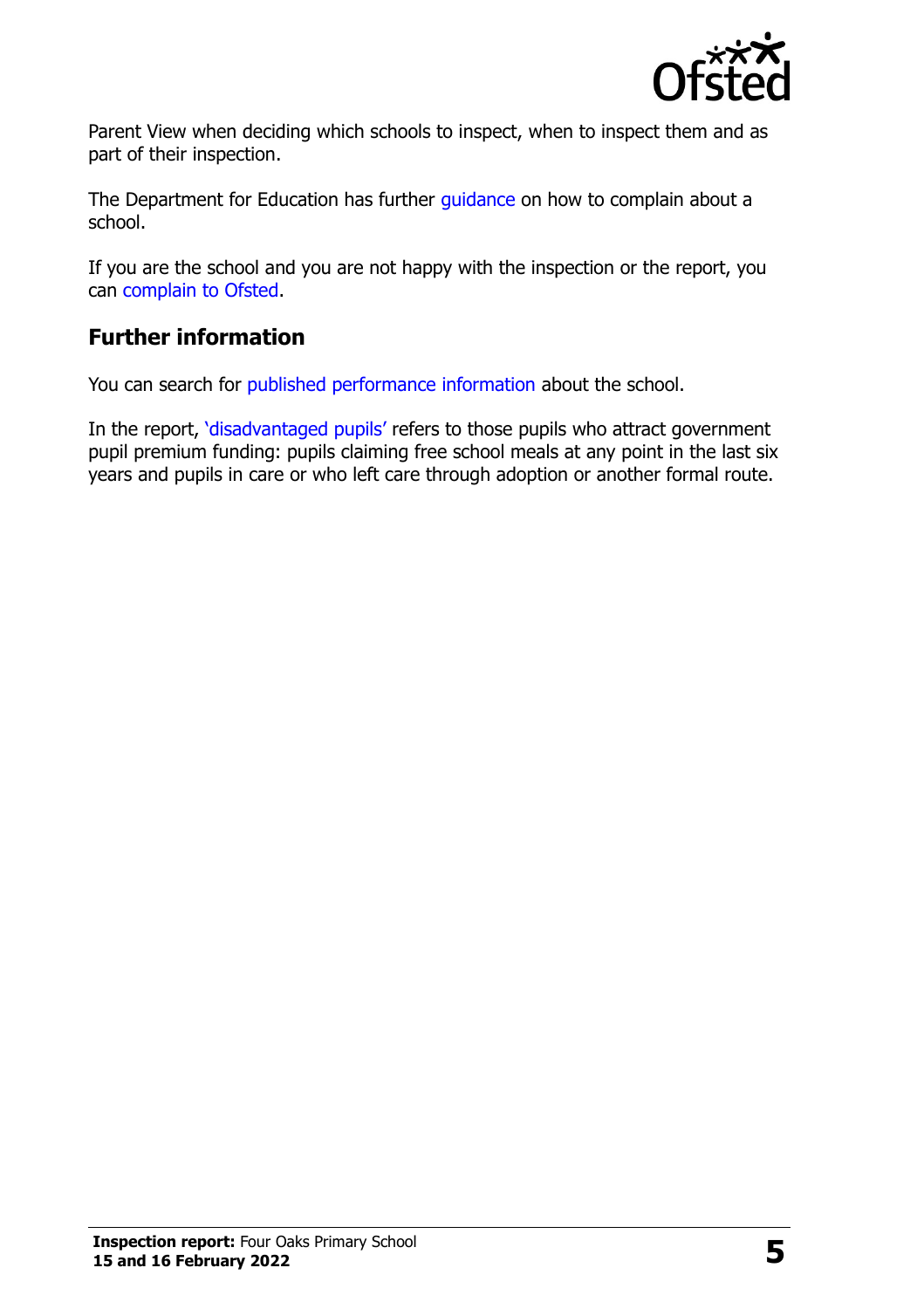Parent View when deciding which schools to inspect, when to inspect them and as part of their inspection.

The Department for Education has further guidance on how to complain about a school.

If you are the school and you are not happy with the inspection or the report, you can complain to Ofsted.

## Further information

You can search for published performance information about the school.

In the report, 'disadvantaged pupils' refers to those pupils who attract government pupil premium funding: pupils claiming free school meals at any point in the last six years and pupils in care or who left care through adoption or another formal route.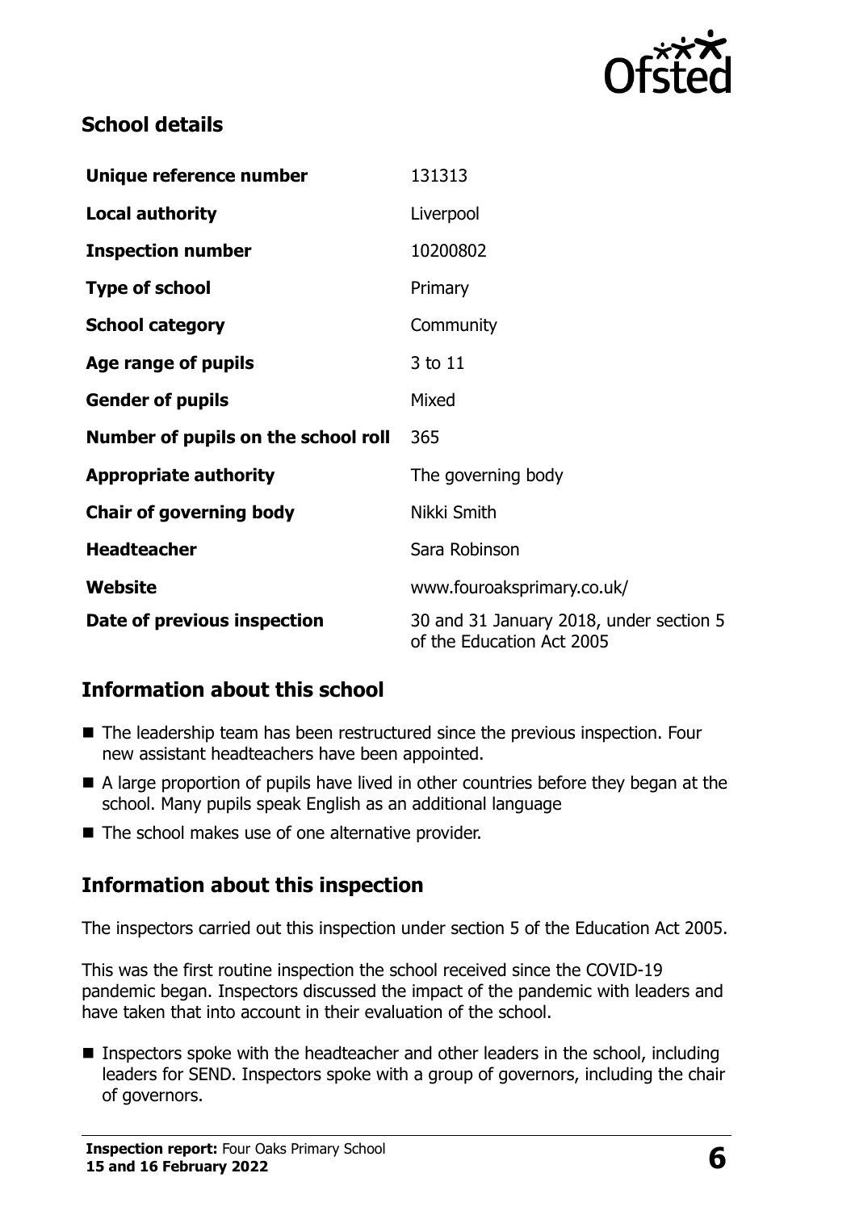## School details

| Unique reference number | 131313 |
| --- | --- |
| **Local authority** | Liverpool |
| **Inspection number** | 10200802 |
| **Type of school** | Primary |
| **School category** | Community |
| **Age range of pupils** | 3 to 11 |
| **Gender of pupils** | Mixed |
| **Number of pupils on the school roll** | 365 |
| **Appropriate authority** | The governing body |
| **Chair of governing body** | Nikki Smith |
| **Headteacher** | Sara Robinson |
| **Website** | www.fouroaksprimary.co.uk/ |
| **Date of previous inspection** | 30 and 31 January 2018, under section 5 of the Education Act 2005 |

## Information about this school

- The leadership team has been restructured since the previous inspection. Four new assistant headteachers have been appointed.
- A large proportion of pupils have lived in other countries before they began at the school. Many pupils speak English as an additional language
- The school makes use of one alternative provider.

## Information about this inspection

The inspectors carried out this inspection under section 5 of the Education Act 2005.

This was the first routine inspection the school received since the COVID-19 pandemic began. Inspectors discussed the impact of the pandemic with leaders and have taken that into account in their evaluation of the school.

- Inspectors spoke with the headteacher and other leaders in the school, including leaders for SEND. Inspectors spoke with a group of governors, including the chair of governors.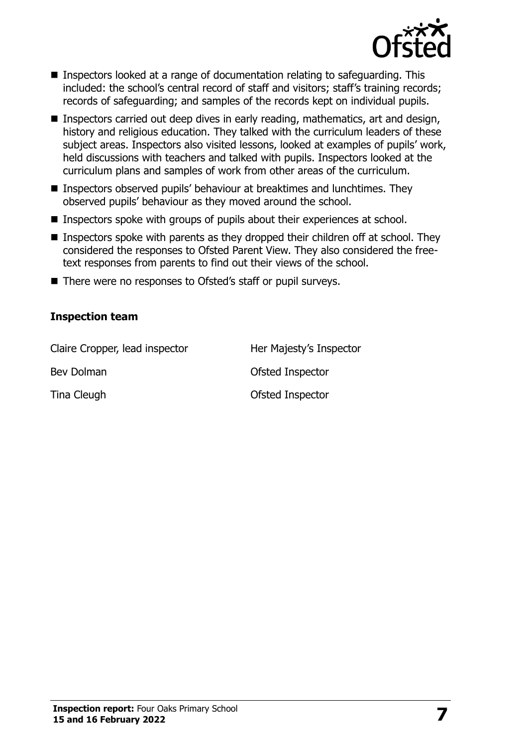- Inspectors looked at a range of documentation relating to safeguarding. This included: the school's central record of staff and visitors; staff's training records; records of safeguarding; and samples of the records kept on individual pupils.
- Inspectors carried out deep dives in early reading, mathematics, art and design, history and religious education. They talked with the curriculum leaders of these subject areas. Inspectors also visited lessons, looked at examples of pupils' work, held discussions with teachers and talked with pupils. Inspectors looked at the curriculum plans and samples of work from other areas of the curriculum.
- Inspectors observed pupils' behaviour at breaktimes and lunchtimes. They observed pupils' behaviour as they moved around the school.
- Inspectors spoke with groups of pupils about their experiences at school.
- Inspectors spoke with parents as they dropped their children off at school. They considered the responses to Ofsted Parent View. They also considered the free-text responses from parents to find out their views of the school.
- There were no responses to Ofsted's staff or pupil surveys.

### Inspection team

| | |
|---|---|
| Claire Cropper, lead inspector | Her Majesty's Inspector |
| Bev Dolman | Ofsted Inspector |
| Tina Cleugh | Ofsted Inspector |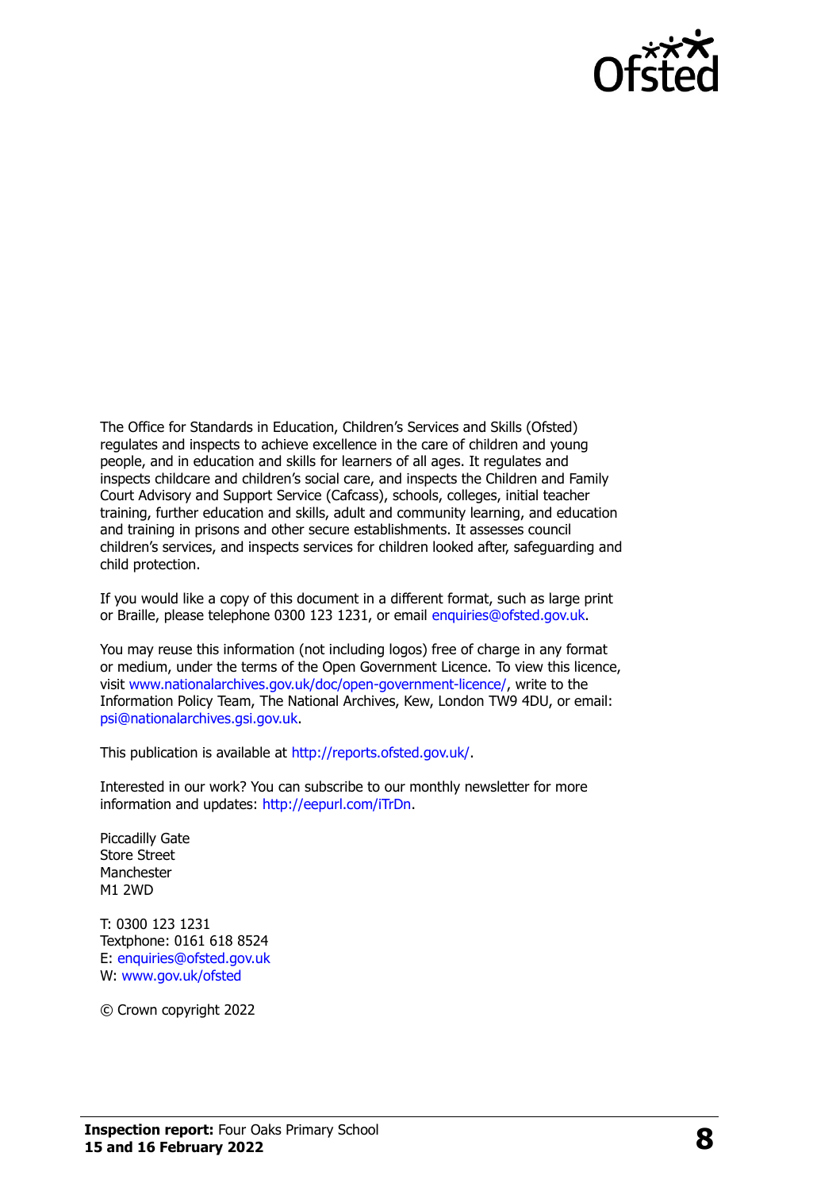The Office for Standards in Education, Children's Services and Skills (Ofsted) regulates and inspects to achieve excellence in the care of children and young people, and in education and skills for learners of all ages. It regulates and inspects childcare and children's social care, and inspects the Children and Family Court Advisory and Support Service (Cafcass), schools, colleges, initial teacher training, further education and skills, adult and community learning, and education and training in prisons and other secure establishments. It assesses council children's services, and inspects services for children looked after, safeguarding and child protection.

If you would like a copy of this document in a different format, such as large print or Braille, please telephone 0300 123 1231, or email enquiries@ofsted.gov.uk.

You may reuse this information (not including logos) free of charge in any format or medium, under the terms of the Open Government Licence. To view this licence, visit www.nationalarchives.gov.uk/doc/open-government-licence/, write to the Information Policy Team, The National Archives, Kew, London TW9 4DU, or email: psi@nationalarchives.gsi.gov.uk.

This publication is available at http://reports.ofsted.gov.uk/.

Interested in our work? You can subscribe to our monthly newsletter for more information and updates: http://eepurl.com/iTrDn.

Piccadilly Gate
Store Street
Manchester
M1 2WD

T: 0300 123 1231
Textphone: 0161 618 8524
E: enquiries@ofsted.gov.uk
W: www.gov.uk/ofsted

© Crown copyright 2022